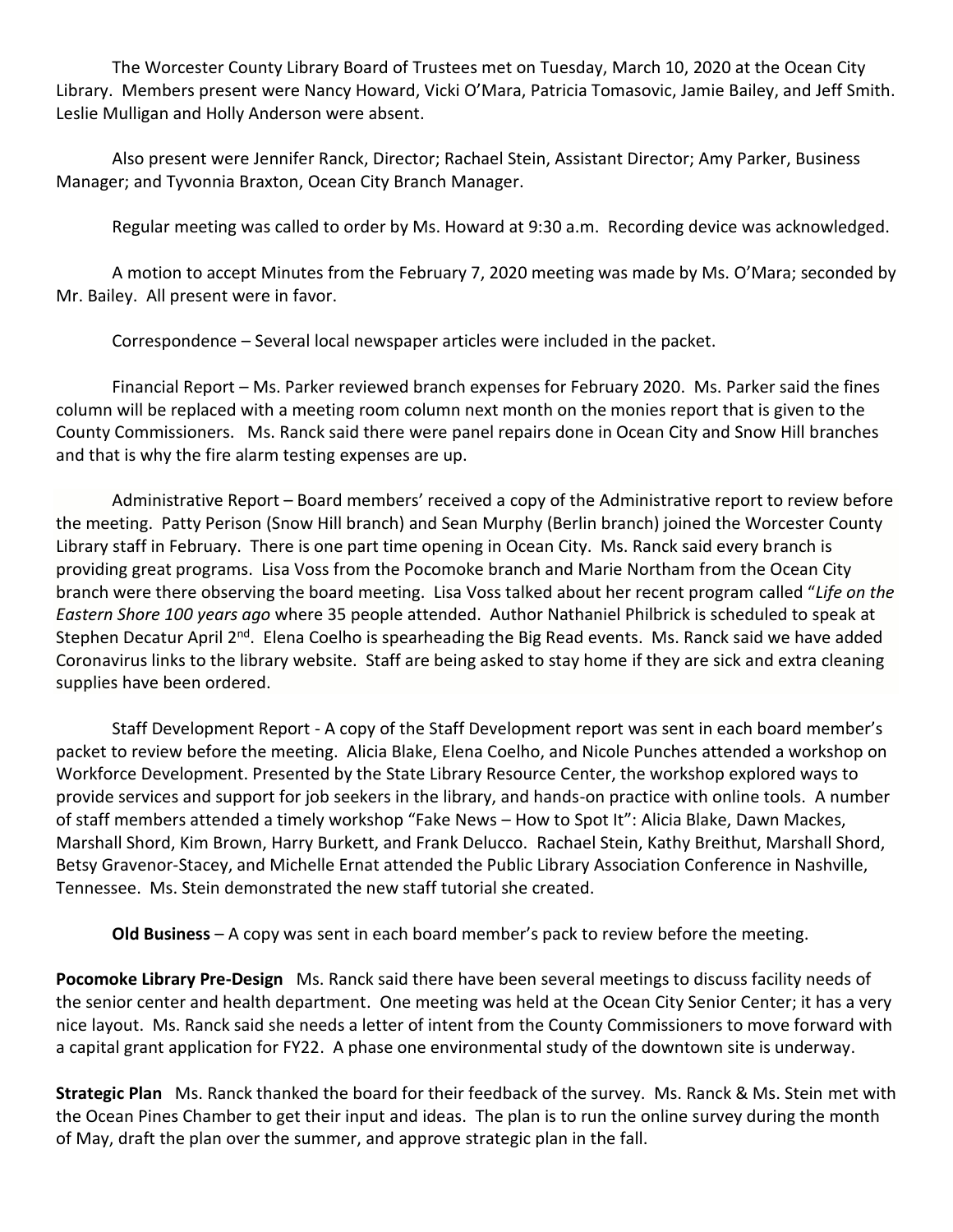The Worcester County Library Board of Trustees met on Tuesday, March 10, 2020 at the Ocean City Library. Members present were Nancy Howard, Vicki O'Mara, Patricia Tomasovic, Jamie Bailey, and Jeff Smith. Leslie Mulligan and Holly Anderson were absent.

Also present were Jennifer Ranck, Director; Rachael Stein, Assistant Director; Amy Parker, Business Manager; and Tyvonnia Braxton, Ocean City Branch Manager.

Regular meeting was called to order by Ms. Howard at 9:30 a.m. Recording device was acknowledged.

A motion to accept Minutes from the February 7, 2020 meeting was made by Ms. O'Mara; seconded by Mr. Bailey. All present were in favor.

Correspondence – Several local newspaper articles were included in the packet.

Financial Report – Ms. Parker reviewed branch expenses for February 2020. Ms. Parker said the fines column will be replaced with a meeting room column next month on the monies report that is given to the County Commissioners. Ms. Ranck said there were panel repairs done in Ocean City and Snow Hill branches and that is why the fire alarm testing expenses are up.

Administrative Report – Board members' received a copy of the Administrative report to review before the meeting. Patty Perison (Snow Hill branch) and Sean Murphy (Berlin branch) joined the Worcester County Library staff in February. There is one part time opening in Ocean City. Ms. Ranck said every branch is providing great programs. Lisa Voss from the Pocomoke branch and Marie Northam from the Ocean City branch were there observing the board meeting. Lisa Voss talked about her recent program called "*Life on the Eastern Shore 100 years ago* where 35 people attended. Author Nathaniel Philbrick is scheduled to speak at Stephen Decatur April 2nd. Elena Coelho is spearheading the Big Read events. Ms. Ranck said we have added Coronavirus links to the library website. Staff are being asked to stay home if they are sick and extra cleaning supplies have been ordered.

Staff Development Report - A copy of the Staff Development report was sent in each board member's packet to review before the meeting. Alicia Blake, Elena Coelho, and Nicole Punches attended a workshop on Workforce Development. Presented by the State Library Resource Center, the workshop explored ways to provide services and support for job seekers in the library, and hands-on practice with online tools. A number of staff members attended a timely workshop "Fake News – How to Spot It": Alicia Blake, Dawn Mackes, Marshall Shord, Kim Brown, Harry Burkett, and Frank Delucco. Rachael Stein, Kathy Breithut, Marshall Shord, Betsy Gravenor-Stacey, and Michelle Ernat attended the Public Library Association Conference in Nashville, Tennessee. Ms. Stein demonstrated the new staff tutorial she created.

**Old Business** – A copy was sent in each board member's pack to review before the meeting.

**Pocomoke Library Pre-Design** Ms. Ranck said there have been several meetings to discuss facility needs of the senior center and health department. One meeting was held at the Ocean City Senior Center; it has a very nice layout. Ms. Ranck said she needs a letter of intent from the County Commissioners to move forward with a capital grant application for FY22. A phase one environmental study of the downtown site is underway.

**Strategic Plan** Ms. Ranck thanked the board for their feedback of the survey. Ms. Ranck & Ms. Stein met with the Ocean Pines Chamber to get their input and ideas. The plan is to run the online survey during the month of May, draft the plan over the summer, and approve strategic plan in the fall.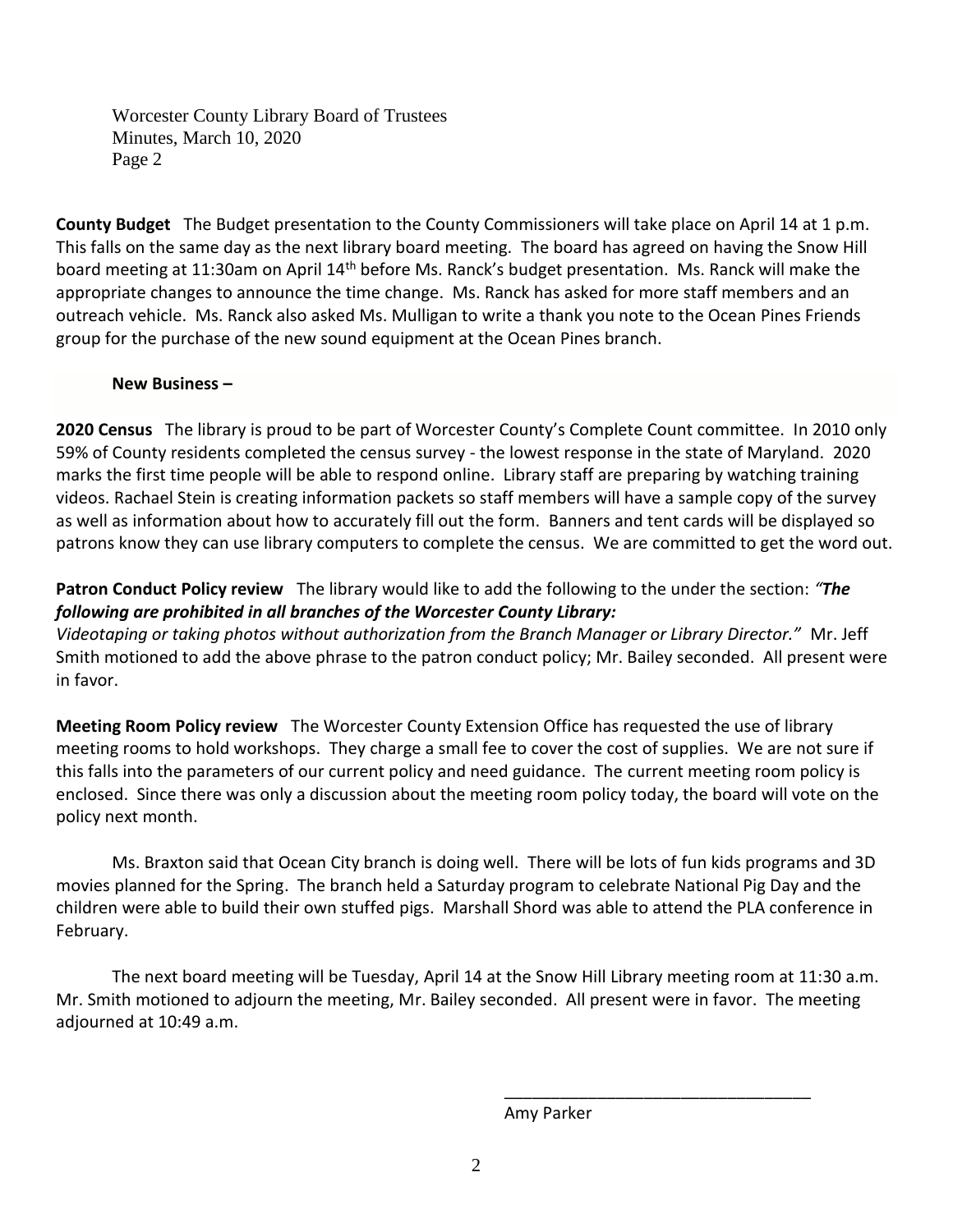Worcester County Library Board of Trustees
Minutes, March 10, 2020
Page 2

**County Budget** The Budget presentation to the County Commissioners will take place on April 14 at 1 p.m. This falls on the same day as the next library board meeting. The board has agreed on having the Snow Hill board meeting at 11:30am on April 14th before Ms. Ranck's budget presentation. Ms. Ranck will make the appropriate changes to announce the time change. Ms. Ranck has asked for more staff members and an outreach vehicle. Ms. Ranck also asked Ms. Mulligan to write a thank you note to the Ocean Pines Friends group for the purchase of the new sound equipment at the Ocean Pines branch.

**New Business –**

**2020 Census** The library is proud to be part of Worcester County's Complete Count committee. In 2010 only 59% of County residents completed the census survey - the lowest response in the state of Maryland. 2020 marks the first time people will be able to respond online. Library staff are preparing by watching training videos. Rachael Stein is creating information packets so staff members will have a sample copy of the survey as well as information about how to accurately fill out the form. Banners and tent cards will be displayed so patrons know they can use library computers to complete the census. We are committed to get the word out.

**Patron Conduct Policy review** The library would like to add the following to the under the section: *"**The following are prohibited in all branches of the Worcester County Library:***
*Videotaping or taking photos without authorization from the Branch Manager or Library Director."* Mr. Jeff Smith motioned to add the above phrase to the patron conduct policy; Mr. Bailey seconded. All present were in favor.

**Meeting Room Policy review** The Worcester County Extension Office has requested the use of library meeting rooms to hold workshops. They charge a small fee to cover the cost of supplies. We are not sure if this falls into the parameters of our current policy and need guidance. The current meeting room policy is enclosed. Since there was only a discussion about the meeting room policy today, the board will vote on the policy next month.

Ms. Braxton said that Ocean City branch is doing well. There will be lots of fun kids programs and 3D movies planned for the Spring. The branch held a Saturday program to celebrate National Pig Day and the children were able to build their own stuffed pigs. Marshall Shord was able to attend the PLA conference in February.

The next board meeting will be Tuesday, April 14 at the Snow Hill Library meeting room at 11:30 a.m. Mr. Smith motioned to adjourn the meeting, Mr. Bailey seconded. All present were in favor. The meeting adjourned at 10:49 a.m.

\_\_\_\_\_\_\_\_\_\_\_\_\_\_\_\_\_\_\_\_\_\_\_\_\_\_\_\_\_\_\_\_\_\_
Amy Parker